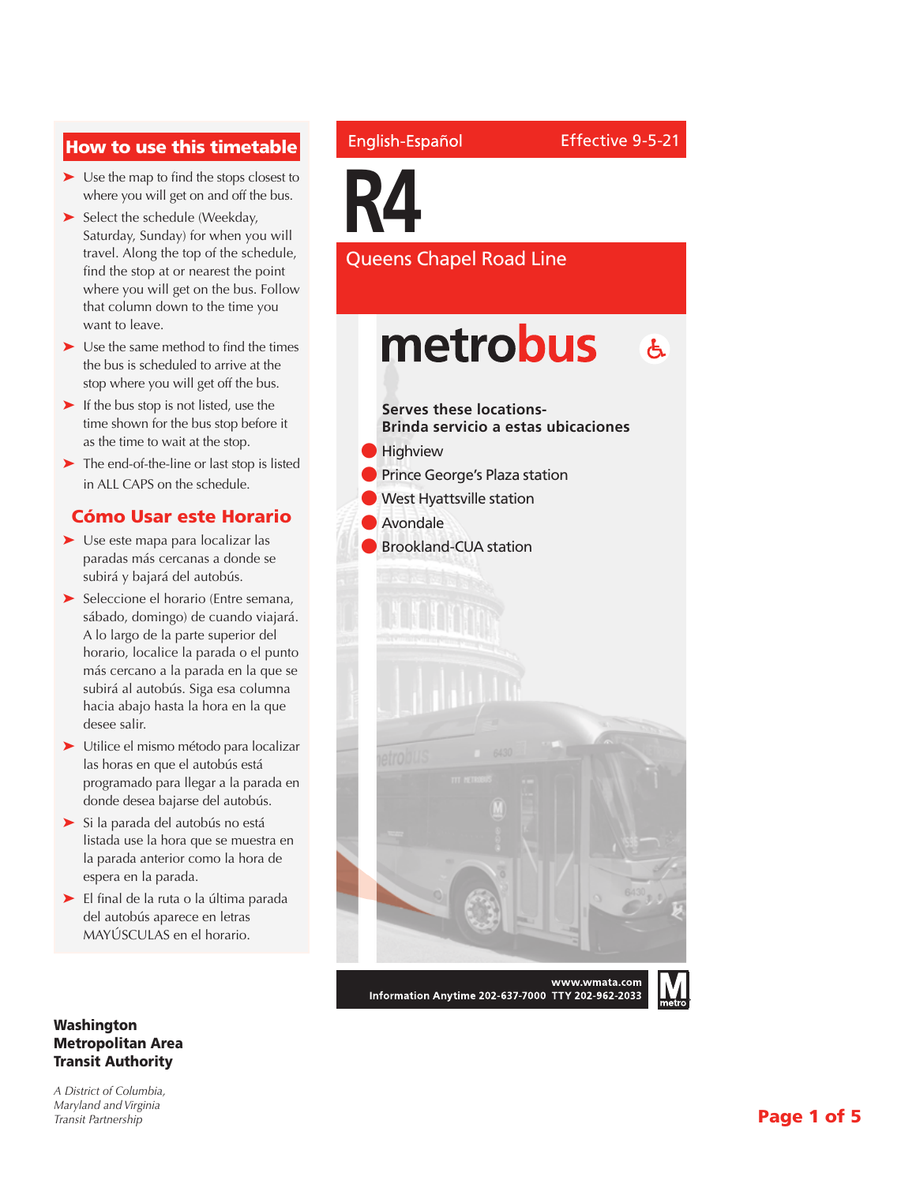English-Español

Effective 9-5-21

# R4

## Queens Chapel Road Line

**metrobus**

**Serves these locations-**
**Brinda servicio a estas ubicaciones**

- Highview
- Prince George's Plaza station
- West Hyattsville station
- Avondale
- Brookland-CUA station

**www.wmata.com**
**Information Anytime 202-637-7000 TTY 202-962-2033**

## How to use this timetable

- Use the map to find the stops closest to where you will get on and off the bus.
- Select the schedule (Weekday, Saturday, Sunday) for when you will travel. Along the top of the schedule, find the stop at or nearest the point where you will get on the bus. Follow that column down to the time you want to leave.
- Use the same method to find the times the bus is scheduled to arrive at the stop where you will get off the bus.
- If the bus stop is not listed, use the time shown for the bus stop before it as the time to wait at the stop.
- The end-of-the-line or last stop is listed in ALL CAPS on the schedule.

## Cómo Usar este Horario

- Use este mapa para localizar las paradas más cercanas a donde se subirá y bajará del autobús.
- Seleccione el horario (Entre semana, sábado, domingo) de cuando viajará. A lo largo de la parte superior del horario, localice la parada o el punto más cercano a la parada en la que se subirá al autobús. Siga esa columna hacia abajo hasta la hora en la que desee salir.
- Utilice el mismo método para localizar las horas en que el autobús está programado para llegar a la parada en donde desea bajarse del autobús.
- Si la parada del autobús no está listada use la hora que se muestra en la parada anterior como la hora de espera en la parada.
- El final de la ruta o la última parada del autobús aparece en letras MAYÚSCULAS en el horario.

**Washington Metropolitan Area Transit Authority**

*A District of Columbia, Maryland and Virginia Transit Partnership*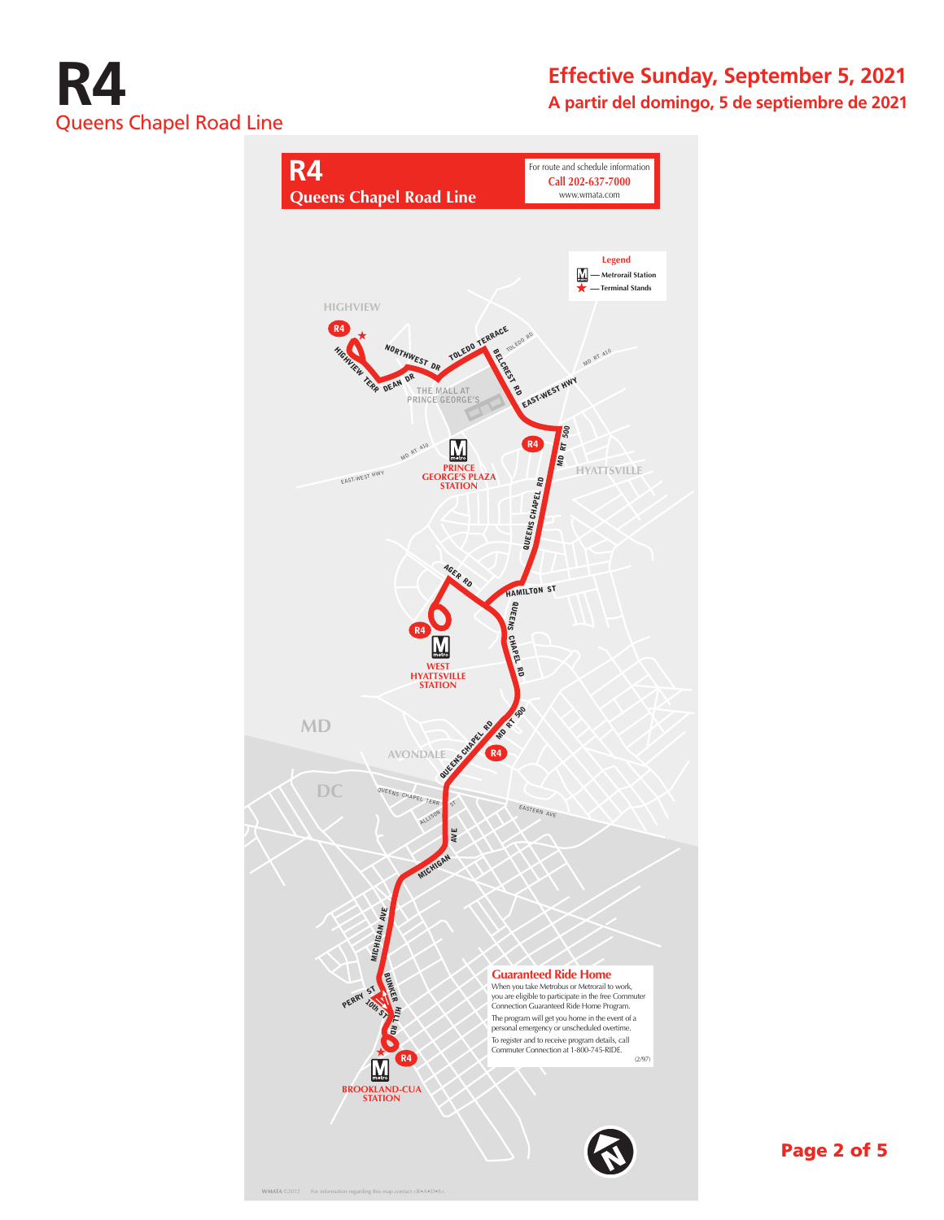# R4

Queens Chapel Road Line

**Effective Sunday, September 5, 2021**

**A partir del domingo, 5 de septiembre de 2021**

## R4
**Queens Chapel Road Line**

For route and schedule information
**Call 202-637-7000**
www.wmata.com

**Legend**
- M — Metrorail Station
- ★ — Terminal Stands

HIGHVIEW

R4

HIGHVIEW TERR

NORTHWEST DR

DEAN DR

TOLEDO TERRACE

TOLEDO RD

BELCREST RD

THE MALL AT PRINCE GEORGE'S

EAST-WEST HWY

MD RT 410

MD RT 500

R4

PRINCE GEORGE'S PLAZA STATION

EAST-WEST HWY

HYATTSVILLE

QUEENS CHAPEL RD

AGER RD

HAMILTON ST

R4

WEST HYATTSVILLE STATION

QUEENS CHAPEL RD

MD RT 500

MD

AVONDALE

QUEENS CHAPEL RD

R4

DC

QUEENS CHAPEL TERR

ALLISON ST

EASTERN AVE

MICHIGAN AVE

MICHIGAN AVE

PERRY ST

10th ST

BUNKER HILL RD

R4

BROOKLAND-CUA STATION

### Guaranteed Ride Home

When you take Metrobus or Metrorail to work, you are eligible to participate in the free Commuter Connection Guaranteed Ride Home Program.

The program will get you home in the event of a personal emergency or unscheduled overtime.

To register and to receive program details, call Commuter Connection at 1-800-745-RIDE.

(2/97)

WMATA ©2012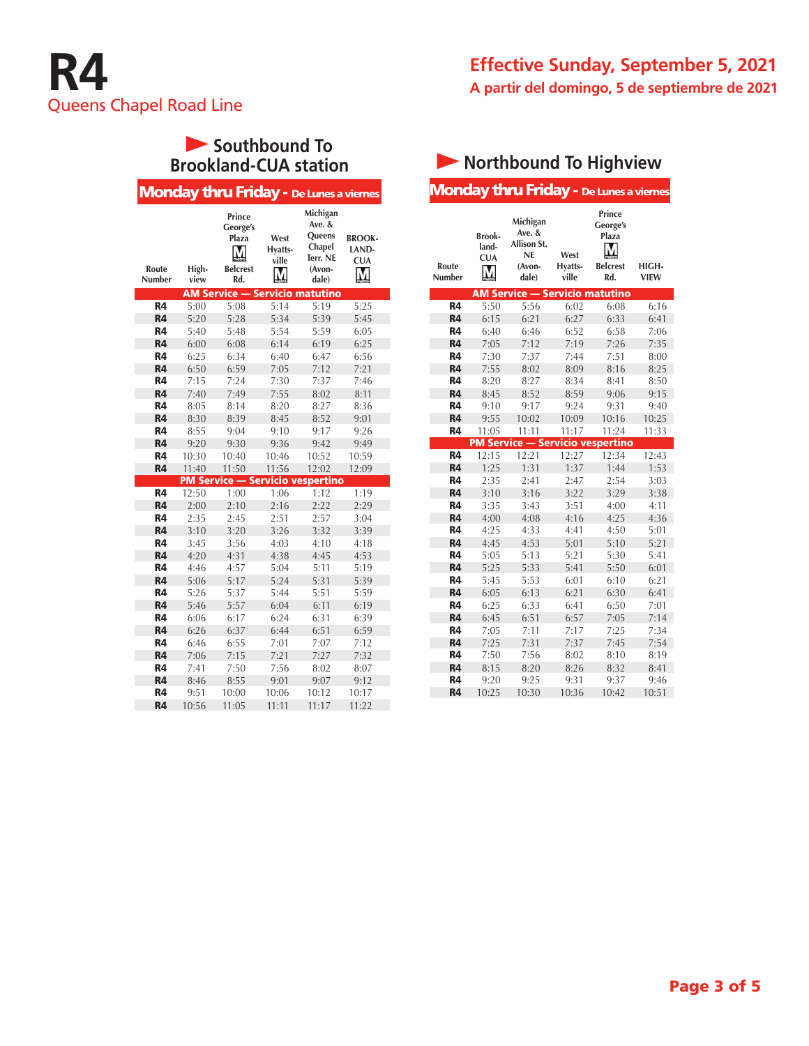# R4

Queens Chapel Road Line

**Effective Sunday, September 5, 2021**

**A partir del domingo, 5 de septiembre de 2021**

## Southbound To Brookland-CUA station

### Monday thru Friday - De Lunes a viernes

| Route Number | Highview | Prince George's Plaza Belcrest Rd. | West Hyattsville | Michigan Ave. & Queens Chapel Terr. NE (Avondale) | BROOKLAND-CUA |
|---|---|---|---|---|---|
| **AM Service — Servicio matutino** | | | | | |
| R4 | 5:00 | 5:08 | 5:14 | 5:19 | 5:25 |
| R4 | 5:20 | 5:28 | 5:34 | 5:39 | 5:45 |
| R4 | 5:40 | 5:48 | 5:54 | 5:59 | 6:05 |
| R4 | 6:00 | 6:08 | 6:14 | 6:19 | 6:25 |
| R4 | 6:25 | 6:34 | 6:40 | 6:47 | 6:56 |
| R4 | 6:50 | 6:59 | 7:05 | 7:12 | 7:21 |
| R4 | 7:15 | 7:24 | 7:30 | 7:37 | 7:46 |
| R4 | 7:40 | 7:49 | 7:55 | 8:02 | 8:11 |
| R4 | 8:05 | 8:14 | 8:20 | 8:27 | 8:36 |
| R4 | 8:30 | 8:39 | 8:45 | 8:52 | 9:01 |
| R4 | 8:55 | 9:04 | 9:10 | 9:17 | 9:26 |
| R4 | 9:20 | 9:30 | 9:36 | 9:42 | 9:49 |
| R4 | 10:30 | 10:40 | 10:46 | 10:52 | 10:59 |
| R4 | 11:40 | 11:50 | 11:56 | 12:02 | 12:09 |
| **PM Service — Servicio vespertino** | | | | | |
| R4 | 12:50 | 1:00 | 1:06 | 1:12 | 1:19 |
| R4 | 2:00 | 2:10 | 2:16 | 2:22 | 2:29 |
| R4 | 2:35 | 2:45 | 2:51 | 2:57 | 3:04 |
| R4 | 3:10 | 3:20 | 3:26 | 3:32 | 3:39 |
| R4 | 3:45 | 3:56 | 4:03 | 4:10 | 4:18 |
| R4 | 4:20 | 4:31 | 4:38 | 4:45 | 4:53 |
| R4 | 4:46 | 4:57 | 5:04 | 5:11 | 5:19 |
| R4 | 5:06 | 5:17 | 5:24 | 5:31 | 5:39 |
| R4 | 5:26 | 5:37 | 5:44 | 5:51 | 5:59 |
| R4 | 5:46 | 5:57 | 6:04 | 6:11 | 6:19 |
| R4 | 6:06 | 6:17 | 6:24 | 6:31 | 6:39 |
| R4 | 6:26 | 6:37 | 6:44 | 6:51 | 6:59 |
| R4 | 6:46 | 6:55 | 7:01 | 7:07 | 7:12 |
| R4 | 7:06 | 7:15 | 7:21 | 7:27 | 7:32 |
| R4 | 7:41 | 7:50 | 7:56 | 8:02 | 8:07 |
| R4 | 8:46 | 8:55 | 9:01 | 9:07 | 9:12 |
| R4 | 9:51 | 10:00 | 10:06 | 10:12 | 10:17 |
| R4 | 10:56 | 11:05 | 11:11 | 11:17 | 11:22 |

## Northbound To Highview

### Monday thru Friday - De Lunes a viernes

| Route Number | Brookland-CUA | Michigan Ave. & Allison St. NE (Avondale) | West Hyattsville | Prince George's Plaza Belcrest Rd. | HIGHVIEW |
|---|---|---|---|---|---|
| **AM Service — Servicio matutino** | | | | | |
| R4 | 5:50 | 5:56 | 6:02 | 6:08 | 6:16 |
| R4 | 6:15 | 6:21 | 6:27 | 6:33 | 6:41 |
| R4 | 6:40 | 6:46 | 6:52 | 6:58 | 7:06 |
| R4 | 7:05 | 7:12 | 7:19 | 7:26 | 7:35 |
| R4 | 7:30 | 7:37 | 7:44 | 7:51 | 8:00 |
| R4 | 7:55 | 8:02 | 8:09 | 8:16 | 8:25 |
| R4 | 8:20 | 8:27 | 8:34 | 8:41 | 8:50 |
| R4 | 8:45 | 8:52 | 8:59 | 9:06 | 9:15 |
| R4 | 9:10 | 9:17 | 9:24 | 9:31 | 9:40 |
| R4 | 9:55 | 10:02 | 10:09 | 10:16 | 10:25 |
| R4 | 11:05 | 11:11 | 11:17 | 11:24 | 11:33 |
| **PM Service — Servicio vespertino** | | | | | |
| R4 | 12:15 | 12:21 | 12:27 | 12:34 | 12:43 |
| R4 | 1:25 | 1:31 | 1:37 | 1:44 | 1:53 |
| R4 | 2:35 | 2:41 | 2:47 | 2:54 | 3:03 |
| R4 | 3:10 | 3:16 | 3:22 | 3:29 | 3:38 |
| R4 | 3:35 | 3:43 | 3:51 | 4:00 | 4:11 |
| R4 | 4:00 | 4:08 | 4:16 | 4:25 | 4:36 |
| R4 | 4:25 | 4:33 | 4:41 | 4:50 | 5:01 |
| R4 | 4:45 | 4:53 | 5:01 | 5:10 | 5:21 |
| R4 | 5:05 | 5:13 | 5:21 | 5:30 | 5:41 |
| R4 | 5:25 | 5:33 | 5:41 | 5:50 | 6:01 |
| R4 | 5:45 | 5:53 | 6:01 | 6:10 | 6:21 |
| R4 | 6:05 | 6:13 | 6:21 | 6:30 | 6:41 |
| R4 | 6:25 | 6:33 | 6:41 | 6:50 | 7:01 |
| R4 | 6:45 | 6:51 | 6:57 | 7:05 | 7:14 |
| R4 | 7:05 | 7:11 | 7:17 | 7:25 | 7:34 |
| R4 | 7:25 | 7:31 | 7:37 | 7:45 | 7:54 |
| R4 | 7:50 | 7:56 | 8:02 | 8:10 | 8:19 |
| R4 | 8:15 | 8:20 | 8:26 | 8:32 | 8:41 |
| R4 | 9:20 | 9:25 | 9:31 | 9:37 | 9:46 |
| R4 | 10:25 | 10:30 | 10:36 | 10:42 | 10:51 |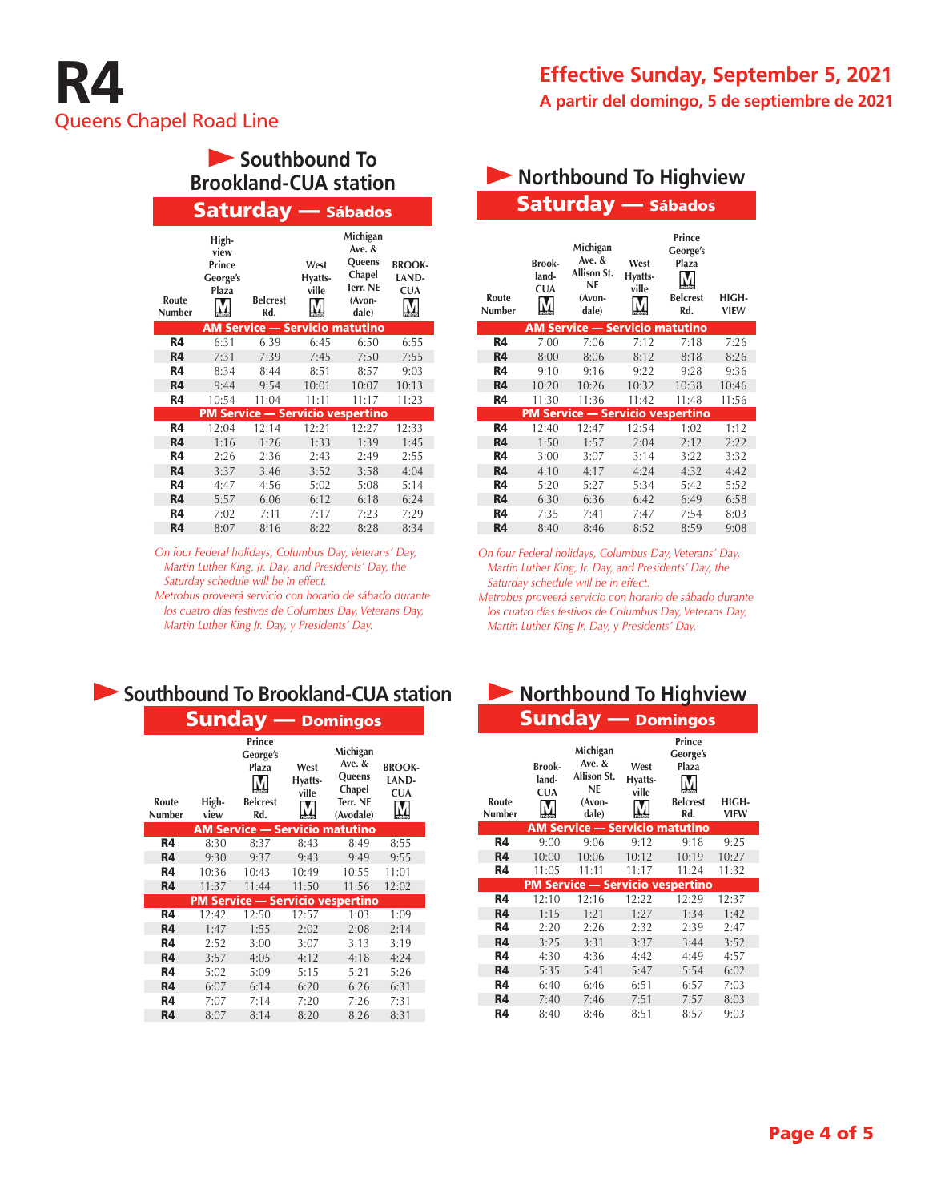# R4

Queens Chapel Road Line

**Effective Sunday, September 5, 2021**

**A partir del domingo, 5 de septiembre de 2021**

## Southbound To Brookland-CUA station

### Saturday — Sábados

| Route Number | Highview Prince George's Plaza | Belcrest Rd. | West Hyattsville | Michigan Ave. & Queens Chapel Terr. NE (Avondale) | BROOKLAND-CUA |
|---|---|---|---|---|---|
| **AM Service — Servicio matutino** | | | | | |
| R4 | 6:31 | 6:39 | 6:45 | 6:50 | 6:55 |
| R4 | 7:31 | 7:39 | 7:45 | 7:50 | 7:55 |
| R4 | 8:34 | 8:44 | 8:51 | 8:57 | 9:03 |
| R4 | 9:44 | 9:54 | 10:01 | 10:07 | 10:13 |
| R4 | 10:54 | 11:04 | 11:11 | 11:17 | 11:23 |
| **PM Service — Servicio vespertino** | | | | | |
| R4 | 12:04 | 12:14 | 12:21 | 12:27 | 12:33 |
| R4 | 1:16 | 1:26 | 1:33 | 1:39 | 1:45 |
| R4 | 2:26 | 2:36 | 2:43 | 2:49 | 2:55 |
| R4 | 3:37 | 3:46 | 3:52 | 3:58 | 4:04 |
| R4 | 4:47 | 4:56 | 5:02 | 5:08 | 5:14 |
| R4 | 5:57 | 6:06 | 6:12 | 6:18 | 6:24 |
| R4 | 7:02 | 7:11 | 7:17 | 7:23 | 7:29 |
| R4 | 8:07 | 8:16 | 8:22 | 8:28 | 8:34 |

*On four Federal holidays, Columbus Day, Veterans' Day, Martin Luther King, Jr. Day, and Presidents' Day, the Saturday schedule will be in effect.*

*Metrobus proveerá servicio con horario de sábado durante los cuatro días festivos de Columbus Day, Veterans Day, Martin Luther King Jr. Day, y Presidents' Day.*

## Northbound To Highview

### Saturday — Sábados

| Route Number | Brookland-CUA | Michigan Ave. & Allison St. NE (Avondale) | West Hyattsville | Prince George's Plaza Belcrest Rd. | HIGHVIEW |
|---|---|---|---|---|---|
| **AM Service — Servicio matutino** | | | | | |
| R4 | 7:00 | 7:06 | 7:12 | 7:18 | 7:26 |
| R4 | 8:00 | 8:06 | 8:12 | 8:18 | 8:26 |
| R4 | 9:10 | 9:16 | 9:22 | 9:28 | 9:36 |
| R4 | 10:20 | 10:26 | 10:32 | 10:38 | 10:46 |
| R4 | 11:30 | 11:36 | 11:42 | 11:48 | 11:56 |
| **PM Service — Servicio vespertino** | | | | | |
| R4 | 12:40 | 12:47 | 12:54 | 1:02 | 1:12 |
| R4 | 1:50 | 1:57 | 2:04 | 2:12 | 2:22 |
| R4 | 3:00 | 3:07 | 3:14 | 3:22 | 3:32 |
| R4 | 4:10 | 4:17 | 4:24 | 4:32 | 4:42 |
| R4 | 5:20 | 5:27 | 5:34 | 5:42 | 5:52 |
| R4 | 6:30 | 6:36 | 6:42 | 6:49 | 6:58 |
| R4 | 7:35 | 7:41 | 7:47 | 7:54 | 8:03 |
| R4 | 8:40 | 8:46 | 8:52 | 8:59 | 9:08 |

*On four Federal holidays, Columbus Day, Veterans' Day, Martin Luther King, Jr. Day, and Presidents' Day, the Saturday schedule will be in effect.*

*Metrobus proveerá servicio con horario de sábado durante los cuatro días festivos de Columbus Day, Veterans Day, Martin Luther King Jr. Day, y Presidents' Day.*

## Southbound To Brookland-CUA station

### Sunday — Domingos

| Route Number | Highview | Prince George's Plaza Belcrest Rd. | West Hyattsville | Michigan Ave. & Queens Chapel Terr. NE (Avodale) | BROOKLAND-CUA |
|---|---|---|---|---|---|
| **AM Service — Servicio matutino** | | | | | |
| R4 | 8:30 | 8:37 | 8:43 | 8:49 | 8:55 |
| R4 | 9:30 | 9:37 | 9:43 | 9:49 | 9:55 |
| R4 | 10:36 | 10:43 | 10:49 | 10:55 | 11:01 |
| R4 | 11:37 | 11:44 | 11:50 | 11:56 | 12:02 |
| **PM Service — Servicio vespertino** | | | | | |
| R4 | 12:42 | 12:50 | 12:57 | 1:03 | 1:09 |
| R4 | 1:47 | 1:55 | 2:02 | 2:08 | 2:14 |
| R4 | 2:52 | 3:00 | 3:07 | 3:13 | 3:19 |
| R4 | 3:57 | 4:05 | 4:12 | 4:18 | 4:24 |
| R4 | 5:02 | 5:09 | 5:15 | 5:21 | 5:26 |
| R4 | 6:07 | 6:14 | 6:20 | 6:26 | 6:31 |
| R4 | 7:07 | 7:14 | 7:20 | 7:26 | 7:31 |
| R4 | 8:07 | 8:14 | 8:20 | 8:26 | 8:31 |

## Northbound To Highview

### Sunday — Domingos

| Route Number | Brookland-CUA | Michigan Ave. & Allison St. NE (Avondale) | West Hyattsville | Prince George's Plaza Belcrest Rd. | HIGHVIEW |
|---|---|---|---|---|---|
| **AM Service — Servicio matutino** | | | | | |
| R4 | 9:00 | 9:06 | 9:12 | 9:18 | 9:25 |
| R4 | 10:00 | 10:06 | 10:12 | 10:19 | 10:27 |
| R4 | 11:05 | 11:11 | 11:17 | 11:24 | 11:32 |
| **PM Service — Servicio vespertino** | | | | | |
| R4 | 12:10 | 12:16 | 12:22 | 12:29 | 12:37 |
| R4 | 1:15 | 1:21 | 1:27 | 1:34 | 1:42 |
| R4 | 2:20 | 2:26 | 2:32 | 2:39 | 2:47 |
| R4 | 3:25 | 3:31 | 3:37 | 3:44 | 3:52 |
| R4 | 4:30 | 4:36 | 4:42 | 4:49 | 4:57 |
| R4 | 5:35 | 5:41 | 5:47 | 5:54 | 6:02 |
| R4 | 6:40 | 6:46 | 6:51 | 6:57 | 7:03 |
| R4 | 7:40 | 7:46 | 7:51 | 7:57 | 8:03 |
| R4 | 8:40 | 8:46 | 8:51 | 8:57 | 9:03 |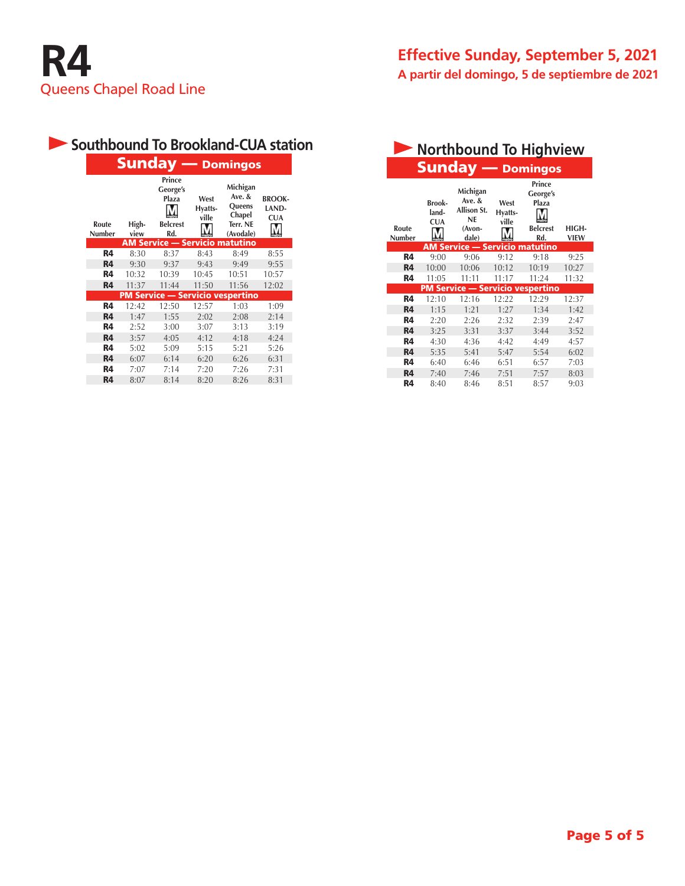# R4
Queens Chapel Road Line

**Effective Sunday, September 5, 2021**
**A partir del domingo, 5 de septiembre de 2021**

## Southbound To Brookland-CUA station

### Sunday — Domingos

| Route Number | Highview | Prince George's Plaza M Belcrest Rd. | West Hyattsville M | Michigan Ave. & Queens Chapel Terr. NE (Avodale) | BROOKLAND-CUA M |
|---|---|---|---|---|---|
| **AM Service — Servicio matutino** | | | | | |
| R4 | 8:30 | 8:37 | 8:43 | 8:49 | 8:55 |
| R4 | 9:30 | 9:37 | 9:43 | 9:49 | 9:55 |
| R4 | 10:32 | 10:39 | 10:45 | 10:51 | 10:57 |
| R4 | 11:37 | 11:44 | 11:50 | 11:56 | 12:02 |
| **PM Service — Servicio vespertino** | | | | | |
| R4 | 12:42 | 12:50 | 12:57 | 1:03 | 1:09 |
| R4 | 1:47 | 1:55 | 2:02 | 2:08 | 2:14 |
| R4 | 2:52 | 3:00 | 3:07 | 3:13 | 3:19 |
| R4 | 3:57 | 4:05 | 4:12 | 4:18 | 4:24 |
| R4 | 5:02 | 5:09 | 5:15 | 5:21 | 5:26 |
| R4 | 6:07 | 6:14 | 6:20 | 6:26 | 6:31 |
| R4 | 7:07 | 7:14 | 7:20 | 7:26 | 7:31 |
| R4 | 8:07 | 8:14 | 8:20 | 8:26 | 8:31 |

## Northbound To Highview

### Sunday — Domingos

| Route Number | Brookland-CUA M | Michigan Ave. & Allison St. NE (Avondale) | West Hyattsville M | Prince George's Plaza M Belcrest Rd. | HIGHVIEW |
|---|---|---|---|---|---|
| **AM Service — Servicio matutino** | | | | | |
| R4 | 9:00 | 9:06 | 9:12 | 9:18 | 9:25 |
| R4 | 10:00 | 10:06 | 10:12 | 10:19 | 10:27 |
| R4 | 11:05 | 11:11 | 11:17 | 11:24 | 11:32 |
| **PM Service — Servicio vespertino** | | | | | |
| R4 | 12:10 | 12:16 | 12:22 | 12:29 | 12:37 |
| R4 | 1:15 | 1:21 | 1:27 | 1:34 | 1:42 |
| R4 | 2:20 | 2:26 | 2:32 | 2:39 | 2:47 |
| R4 | 3:25 | 3:31 | 3:37 | 3:44 | 3:52 |
| R4 | 4:30 | 4:36 | 4:42 | 4:49 | 4:57 |
| R4 | 5:35 | 5:41 | 5:47 | 5:54 | 6:02 |
| R4 | 6:40 | 6:46 | 6:51 | 6:57 | 7:03 |
| R4 | 7:40 | 7:46 | 7:51 | 7:57 | 8:03 |
| R4 | 8:40 | 8:46 | 8:51 | 8:57 | 9:03 |